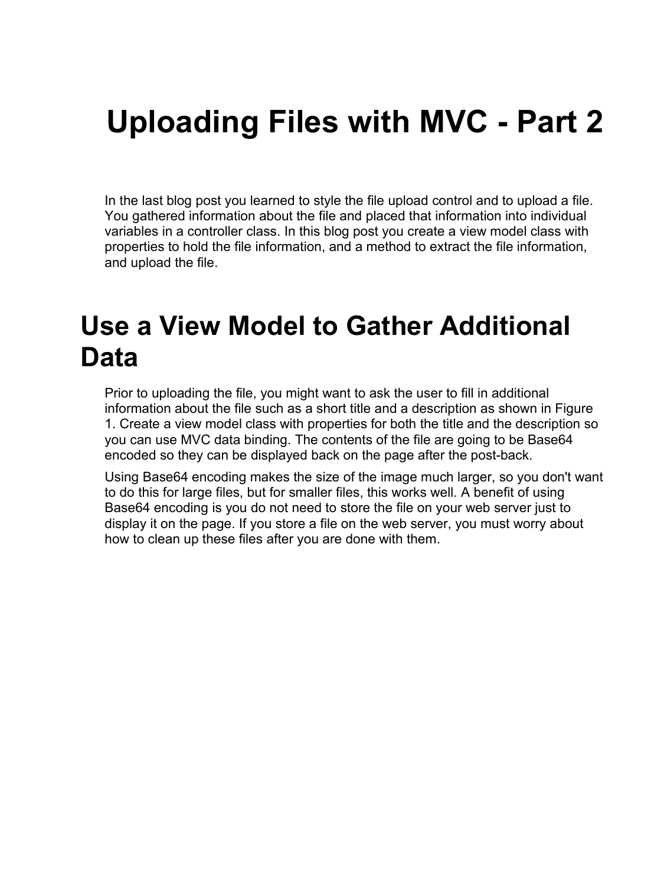# Uploading Files with MVC - Part 2

In the last blog post you learned to style the file upload control and to upload a file. You gathered information about the file and placed that information into individual variables in a controller class. In this blog post you create a view model class with properties to hold the file information, and a method to extract the file information, and upload the file.

## Use a View Model to Gather Additional Data

Prior to uploading the file, you might want to ask the user to fill in additional information about the file such as a short title and a description as shown in Figure 1. Create a view model class with properties for both the title and the description so you can use MVC data binding. The contents of the file are going to be Base64 encoded so they can be displayed back on the page after the post-back.

Using Base64 encoding makes the size of the image much larger, so you don't want to do this for large files, but for smaller files, this works well. A benefit of using Base64 encoding is you do not need to store the file on your web server just to display it on the page. If you store a file on the web server, you must worry about how to clean up these files after you are done with them.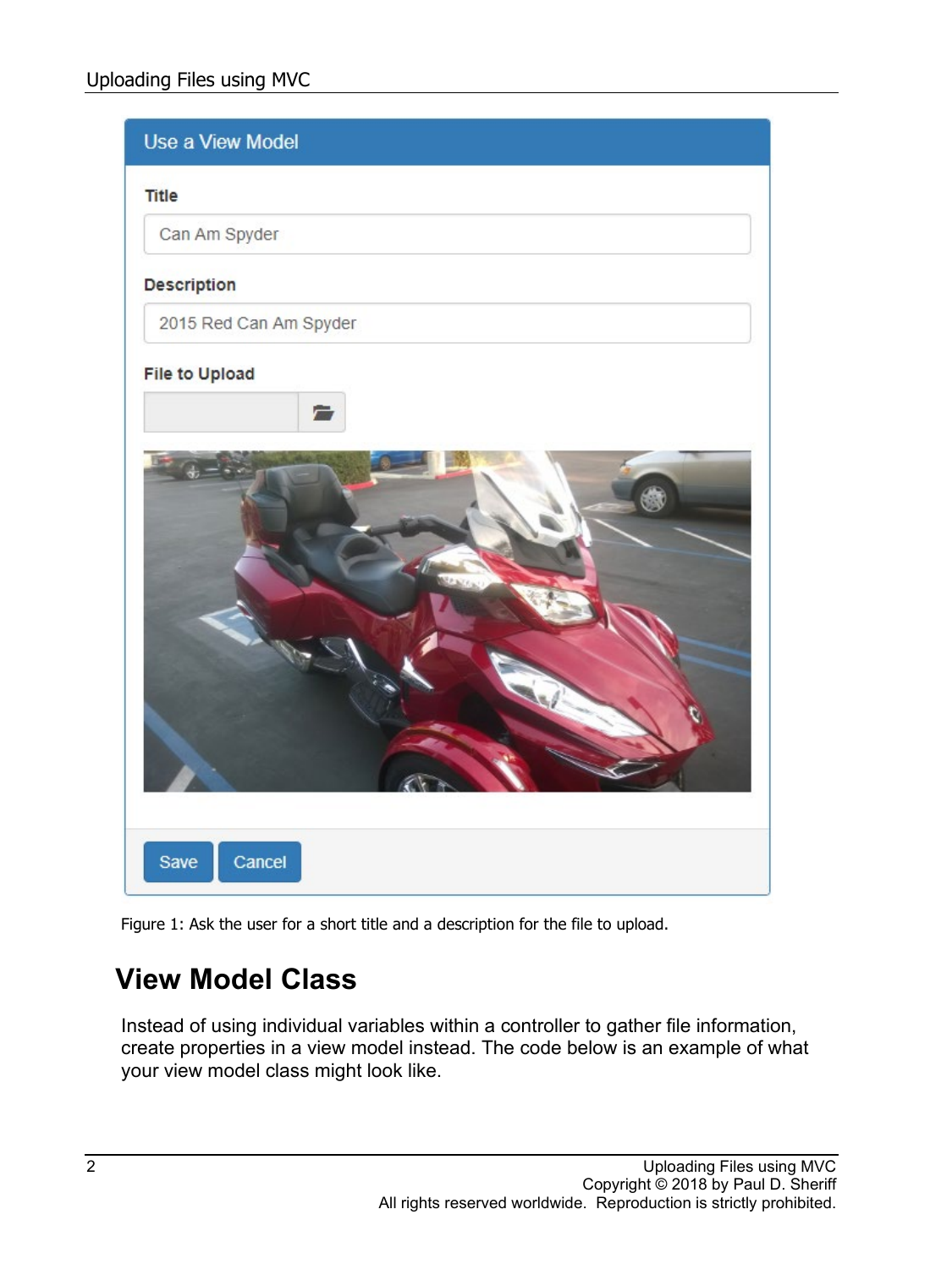Figure 1: Ask the user for a short title and a description for the file to upload.

## View Model Class

Instead of using individual variables within a controller to gather file information, create properties in a view model instead. The code below is an example of what your view model class might look like.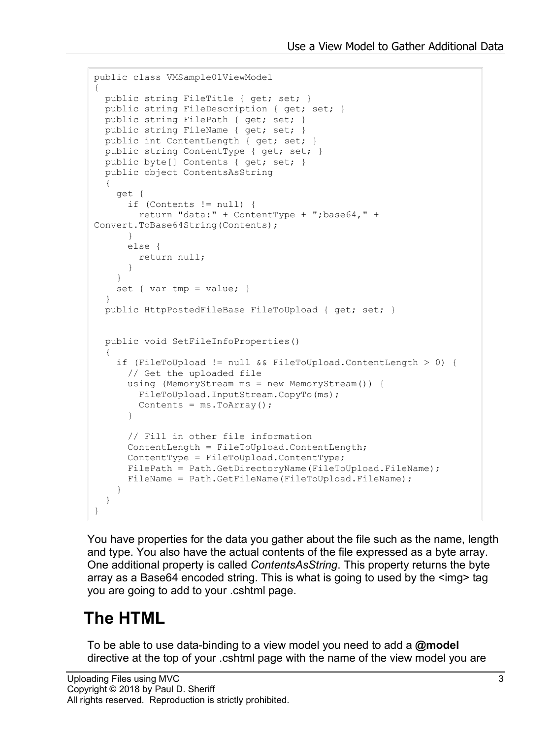```
public class VMSample01ViewModel
{
  public string FileTitle { get; set; }
  public string FileDescription { get; set; }
  public string FilePath { get; set; }
  public string FileName { get; set; }
  public int ContentLength { get; set; }
  public string ContentType { get; set; }
  public byte[] Contents { get; set; }
  public object ContentsAsString
  {
    get {
      if (Contents != null) {
        return "data:" + ContentType + ";base64," + 
Convert.ToBase64String(Contents);
      }
      else {
        return null;
      }
    }
    set { var tmp = value; }
  }
  public HttpPostedFileBase FileToUpload { get; set; }


  public void SetFileInfoProperties()
  {
    if (FileToUpload != null && FileToUpload.ContentLength > 0) {
      // Get the uploaded file
      using (MemoryStream ms = new MemoryStream()) {
        FileToUpload.InputStream.CopyTo(ms);
        Contents = ms.ToArray();
      }

      // Fill in other file information
      ContentLength = FileToUpload.ContentLength;
      ContentType = FileToUpload.ContentType;
      FilePath = Path.GetDirectoryName(FileToUpload.FileName);
      FileName = Path.GetFileName(FileToUpload.FileName);
    }
  }
}
```

You have properties for the data you gather about the file such as the name, length and type. You also have the actual contents of the file expressed as a byte array. One additional property is called *ContentsAsString*. This property returns the byte array as a Base64 encoded string. This is what is going to used by the <img> tag you are going to add to your .cshtml page.

## The HTML

To be able to use data-binding to a view model you need to add a **@model** directive at the top of your .cshtml page with the name of the view model you are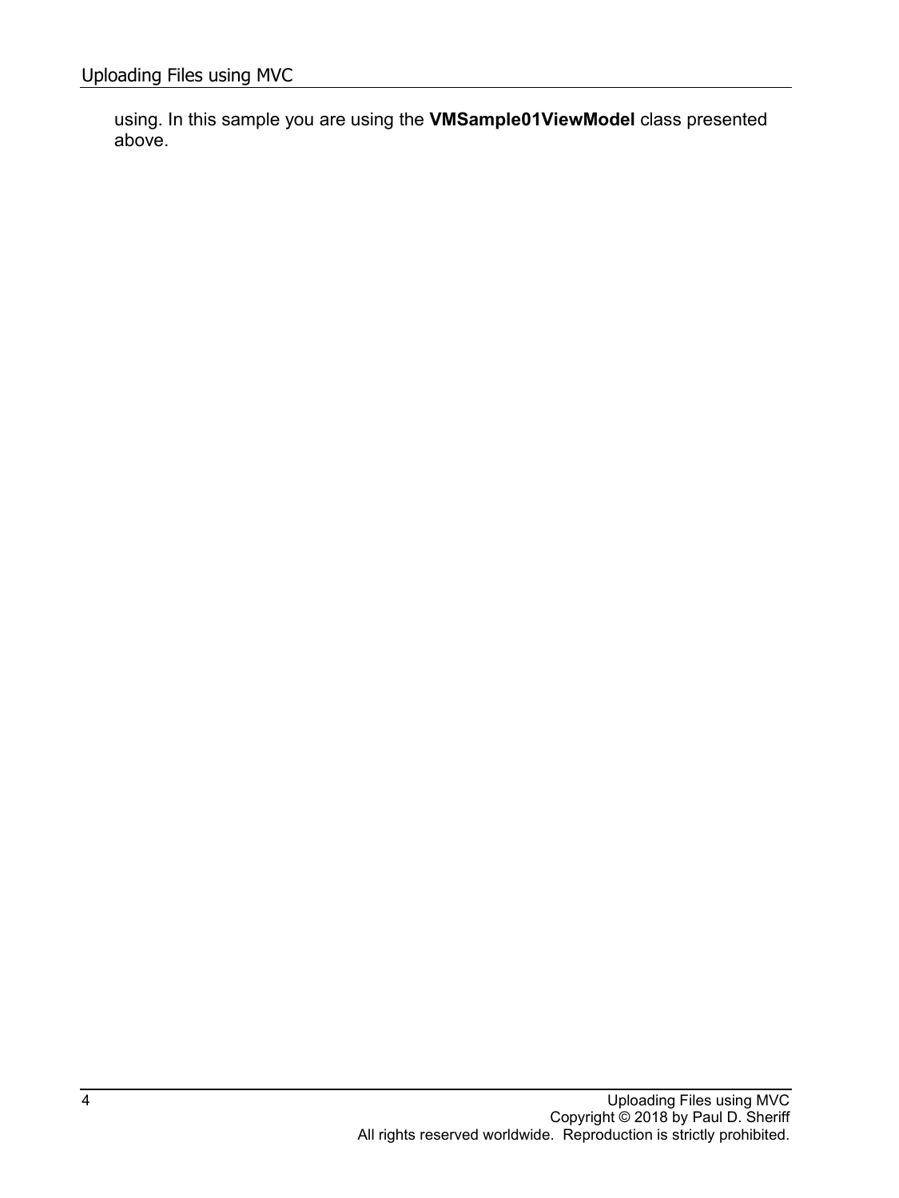using. In this sample you are using the **VMSample01ViewModel** class presented above.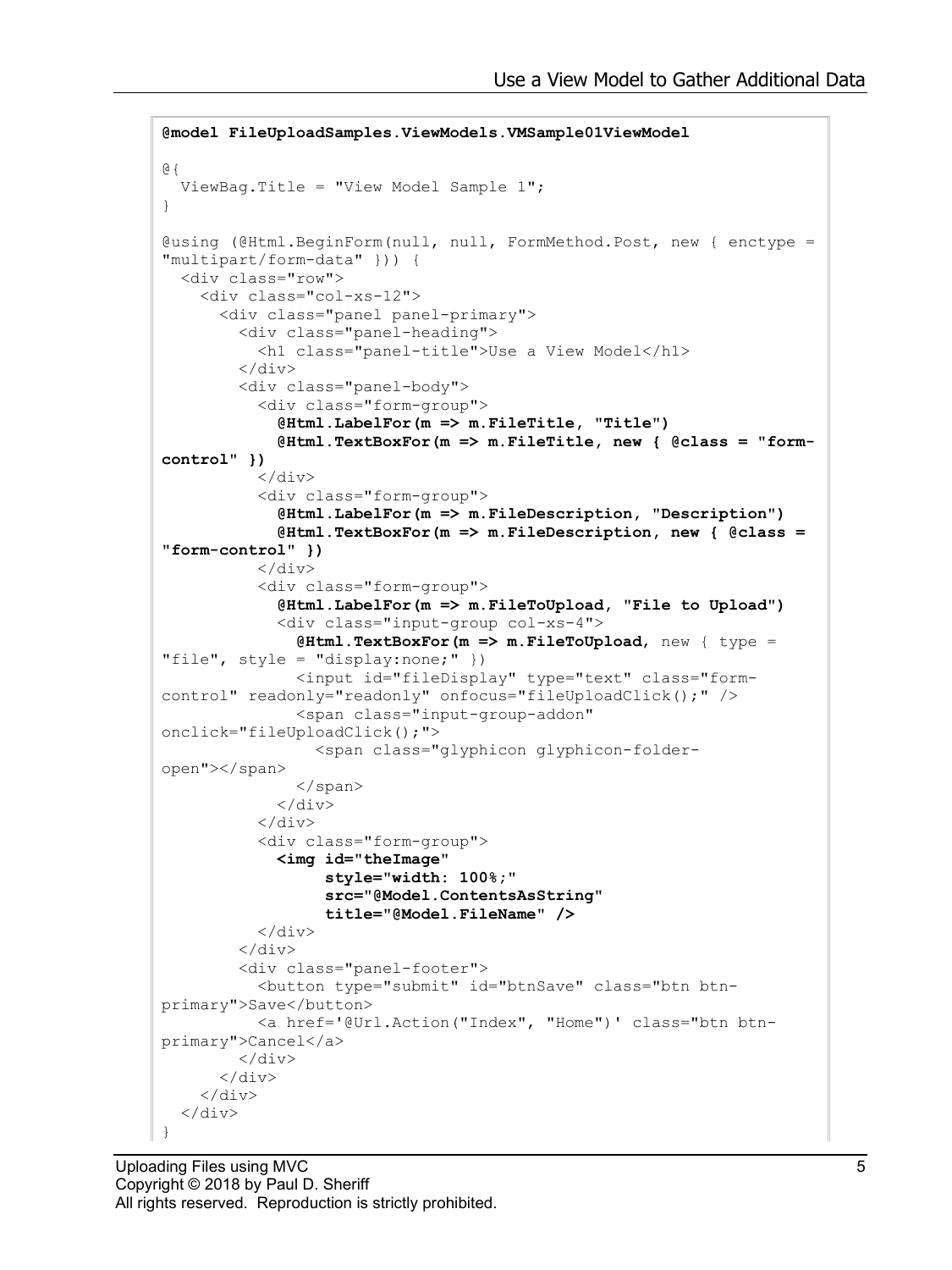```
@model FileUploadSamples.ViewModels.VMSample01ViewModel

@{
  ViewBag.Title = "View Model Sample 1";
}

@using (@Html.BeginForm(null, null, FormMethod.Post, new { enctype =
"multipart/form-data" })) {
  <div class="row">
    <div class="col-xs-12">
      <div class="panel panel-primary">
        <div class="panel-heading">
          <h1 class="panel-title">Use a View Model</h1>
        </div>
        <div class="panel-body">
          <div class="form-group">
            @Html.LabelFor(m => m.FileTitle, "Title")
            @Html.TextBoxFor(m => m.FileTitle, new { @class = "form-
control" })
          </div>
          <div class="form-group">
            @Html.LabelFor(m => m.FileDescription, "Description")
            @Html.TextBoxFor(m => m.FileDescription, new { @class =
"form-control" })
          </div>
          <div class="form-group">
            @Html.LabelFor(m => m.FileToUpload, "File to Upload")
            <div class="input-group col-xs-4">
              @Html.TextBoxFor(m => m.FileToUpload, new { type =
"file", style = "display:none;" })
              <input id="fileDisplay" type="text" class="form-
control" readonly="readonly" onfocus="fileUploadClick();" />
              <span class="input-group-addon"
onclick="fileUploadClick();">
                <span class="glyphicon glyphicon-folder-
open"></span>
              </span>
            </div>
          </div>
          <div class="form-group">
            <img id="theImage"
                 style="width: 100%;"
                 src="@Model.ContentsAsString"
                 title="@Model.FileName" />
          </div>
        </div>
        <div class="panel-footer">
          <button type="submit" id="btnSave" class="btn btn-
primary">Save</button>
          <a href='@Url.Action("Index", "Home")' class="btn btn-
primary">Cancel</a>
        </div>
      </div>
    </div>
  </div>
}
```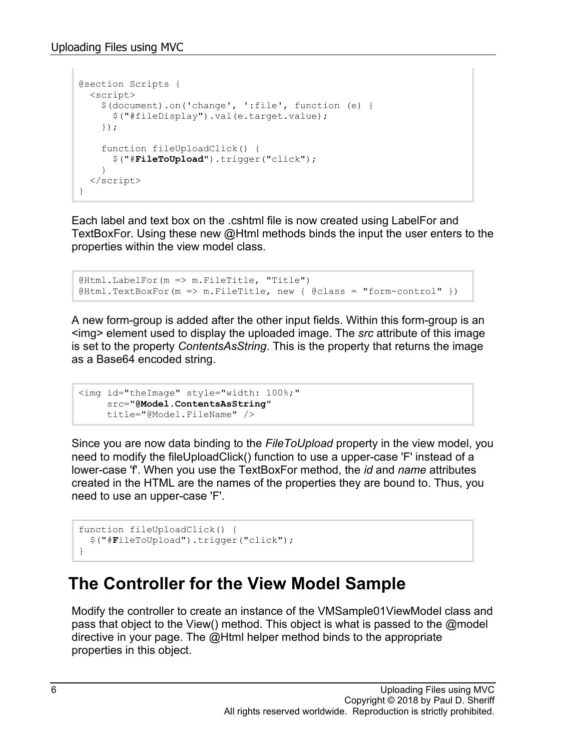```
@section Scripts {
  <script>
    $(document).on('change', ':file', function (e) {
      $("#fileDisplay").val(e.target.value);
    });

    function fileUploadClick() {
      $("#FileToUpload").trigger("click");
    }
  </script>
}
```

Each label and text box on the .cshtml file is now created using LabelFor and TextBoxFor. Using these new @Html methods binds the input the user enters to the properties within the view model class.

```
@Html.LabelFor(m => m.FileTitle, "Title")
@Html.TextBoxFor(m => m.FileTitle, new { @class = "form-control" })
```

A new form-group is added after the other input fields. Within this form-group is an <img> element used to display the uploaded image. The *src* attribute of this image is set to the property *ContentsAsString*. This is the property that returns the image as a Base64 encoded string.

```
<img id="theImage" style="width: 100%;"
     src="@Model.ContentsAsString"
     title="@Model.FileName" />
```

Since you are now data binding to the *FileToUpload* property in the view model, you need to modify the fileUploadClick() function to use a upper-case 'F' instead of a lower-case 'f'. When you use the TextBoxFor method, the *id* and *name* attributes created in the HTML are the names of the properties they are bound to. Thus, you need to use an upper-case 'F'.

```
function fileUploadClick() {
  $("#FileToUpload").trigger("click");
}
```

## The Controller for the View Model Sample

Modify the controller to create an instance of the VMSample01ViewModel class and pass that object to the View() method. This object is what is passed to the @model directive in your page. The @Html helper method binds to the appropriate properties in this object.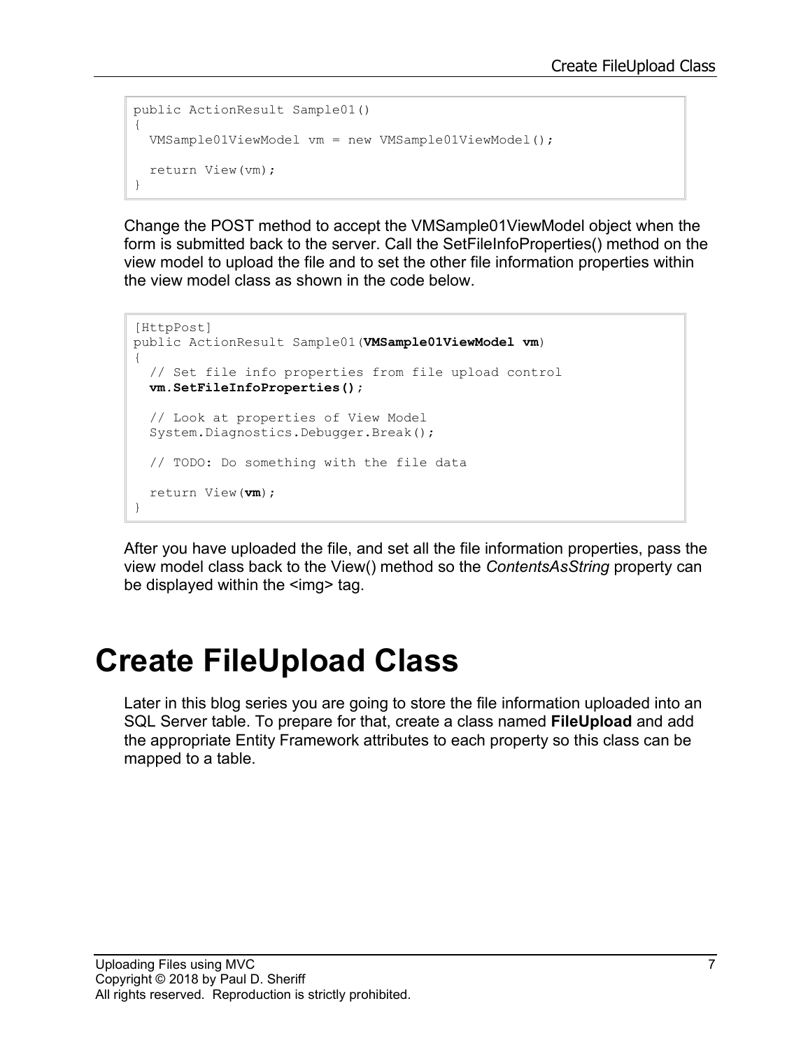```
public ActionResult Sample01()
{
  VMSample01ViewModel vm = new VMSample01ViewModel();

  return View(vm);
}
```

Change the POST method to accept the VMSample01ViewModel object when the form is submitted back to the server. Call the SetFileInfoProperties() method on the view model to upload the file and to set the other file information properties within the view model class as shown in the code below.

```
[HttpPost]
public ActionResult Sample01(VMSample01ViewModel vm)
{
  // Set file info properties from file upload control
  vm.SetFileInfoProperties();

  // Look at properties of View Model
  System.Diagnostics.Debugger.Break();

  // TODO: Do something with the file data

  return View(vm);
}
```

After you have uploaded the file, and set all the file information properties, pass the view model class back to the View() method so the *ContentsAsString* property can be displayed within the <img> tag.

# Create FileUpload Class

Later in this blog series you are going to store the file information uploaded into an SQL Server table. To prepare for that, create a class named **FileUpload** and add the appropriate Entity Framework attributes to each property so this class can be mapped to a table.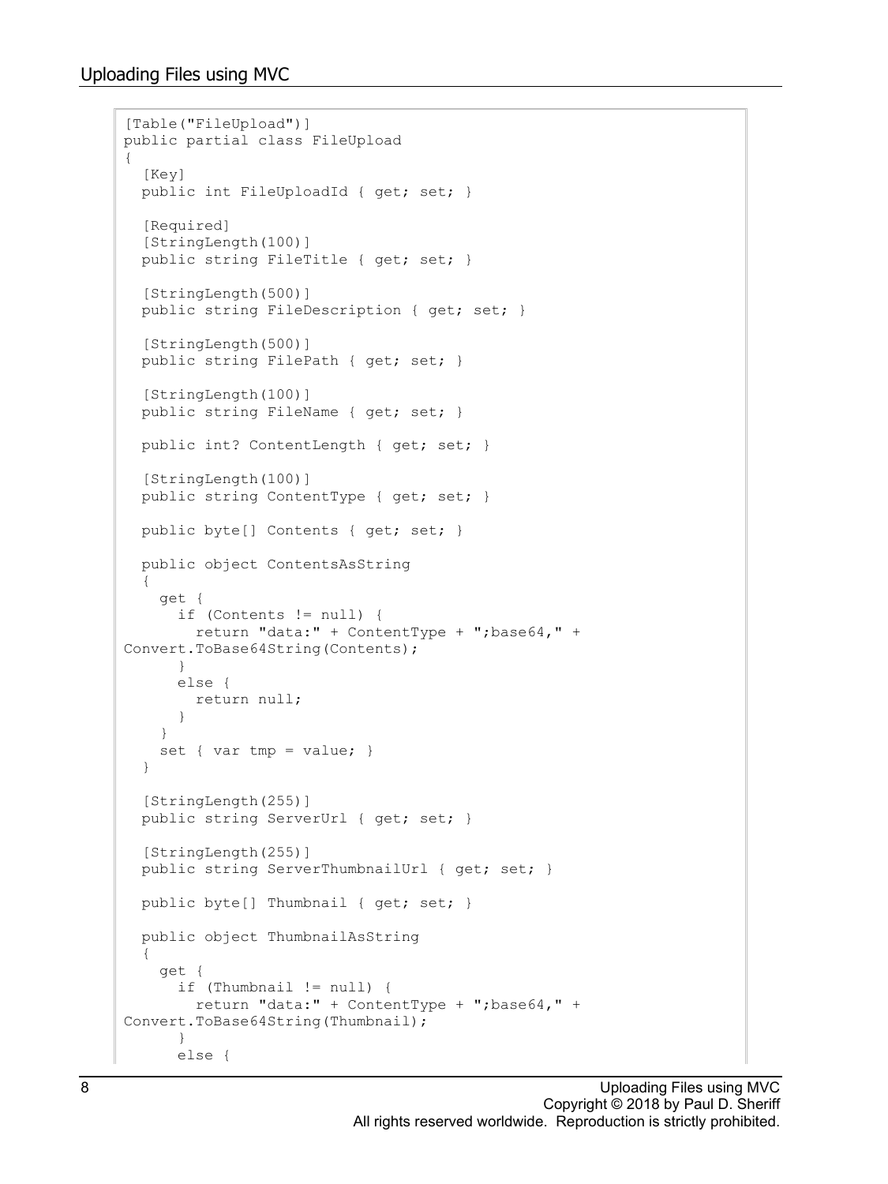```
[Table("FileUpload")]
public partial class FileUpload
{
  [Key]
  public int FileUploadId { get; set; }

  [Required]
  [StringLength(100)]
  public string FileTitle { get; set; }

  [StringLength(500)]
  public string FileDescription { get; set; }

  [StringLength(500)]
  public string FilePath { get; set; }

  [StringLength(100)]
  public string FileName { get; set; }

  public int? ContentLength { get; set; }

  [StringLength(100)]
  public string ContentType { get; set; }

  public byte[] Contents { get; set; }

  public object ContentsAsString
  {
    get {
      if (Contents != null) {
        return "data:" + ContentType + ";base64," +
Convert.ToBase64String(Contents);
      }
      else {
        return null;
      }
    }
    set { var tmp = value; }
  }

  [StringLength(255)]
  public string ServerUrl { get; set; }

  [StringLength(255)]
  public string ServerThumbnailUrl { get; set; }

  public byte[] Thumbnail { get; set; }

  public object ThumbnailAsString
  {
    get {
      if (Thumbnail != null) {
        return "data:" + ContentType + ";base64," +
Convert.ToBase64String(Thumbnail);
      }
      else {
```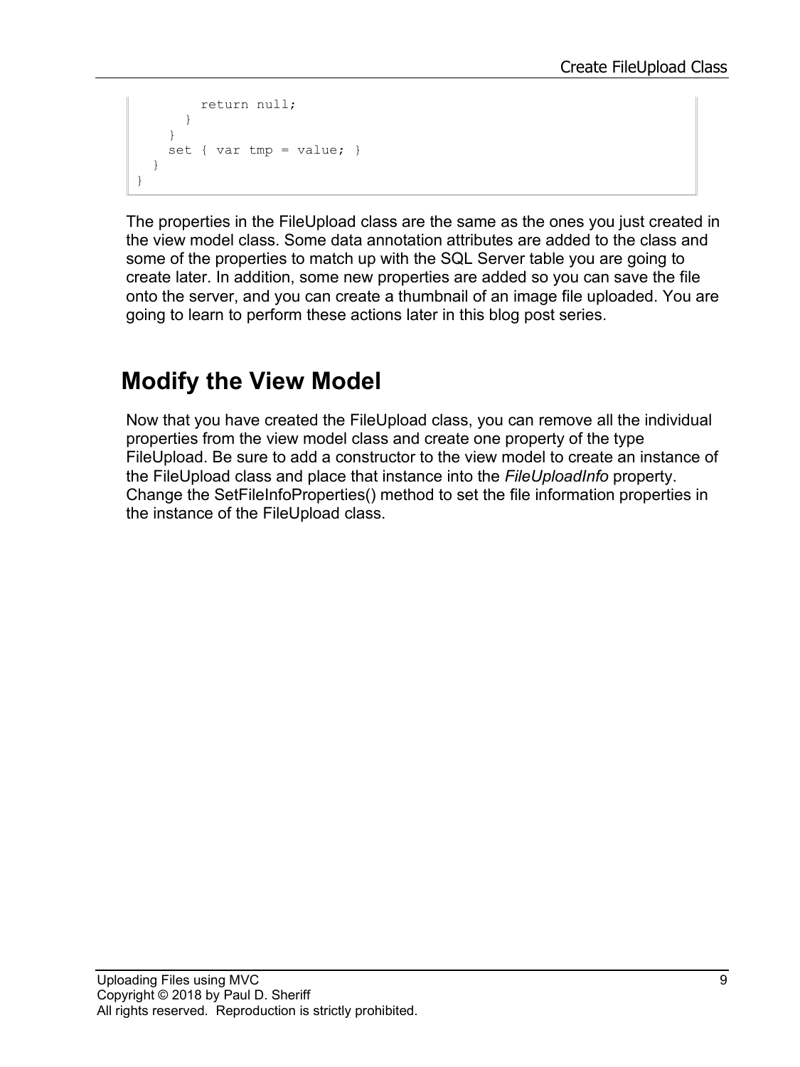```
        return null;
      }
    }
    set { var tmp = value; }
  }
}
```

The properties in the FileUpload class are the same as the ones you just created in the view model class. Some data annotation attributes are added to the class and some of the properties to match up with the SQL Server table you are going to create later. In addition, some new properties are added so you can save the file onto the server, and you can create a thumbnail of an image file uploaded. You are going to learn to perform these actions later in this blog post series.

## Modify the View Model

Now that you have created the FileUpload class, you can remove all the individual properties from the view model class and create one property of the type FileUpload. Be sure to add a constructor to the view model to create an instance of the FileUpload class and place that instance into the *FileUploadInfo* property. Change the SetFileInfoProperties() method to set the file information properties in the instance of the FileUpload class.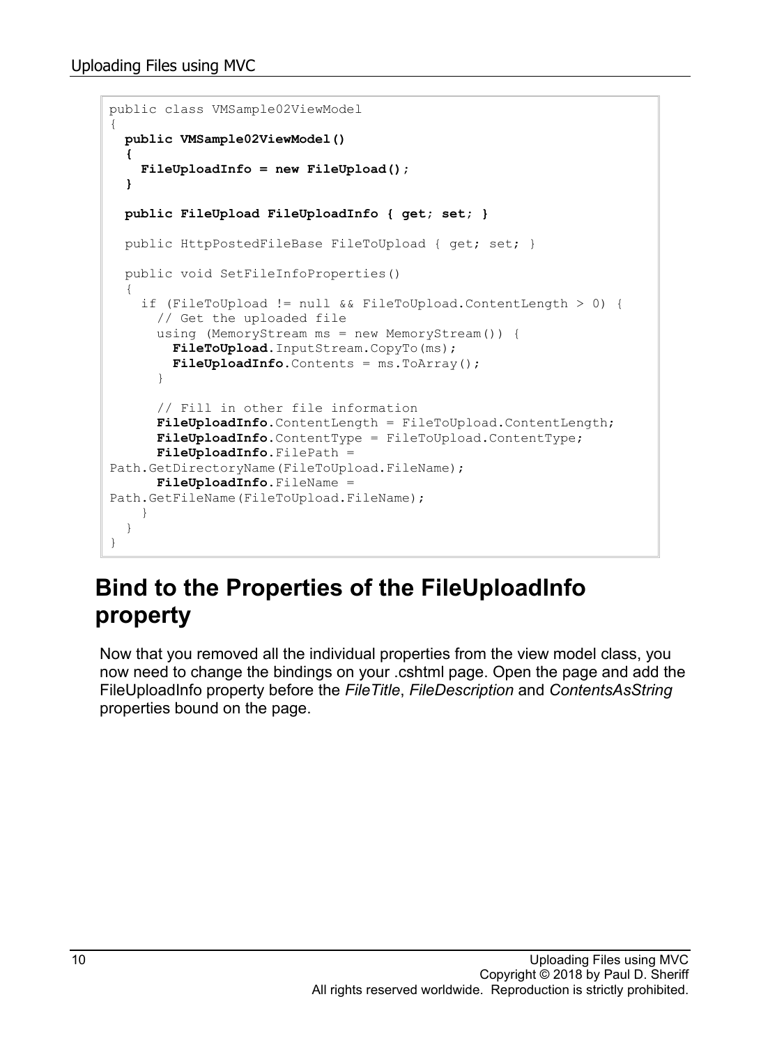```
public class VMSample02ViewModel
{
  public VMSample02ViewModel()
  {
    FileUploadInfo = new FileUpload();
  }

  public FileUpload FileUploadInfo { get; set; }

  public HttpPostedFileBase FileToUpload { get; set; }

  public void SetFileInfoProperties()
  {
    if (FileToUpload != null && FileToUpload.ContentLength > 0) {
      // Get the uploaded file
      using (MemoryStream ms = new MemoryStream()) {
        FileToUpload.InputStream.CopyTo(ms);
        FileUploadInfo.Contents = ms.ToArray();
      }

      // Fill in other file information
      FileUploadInfo.ContentLength = FileToUpload.ContentLength;
      FileUploadInfo.ContentType = FileToUpload.ContentType;
      FileUploadInfo.FilePath =
Path.GetDirectoryName(FileToUpload.FileName);
      FileUploadInfo.FileName =
Path.GetFileName(FileToUpload.FileName);
    }
  }
}
```

## Bind to the Properties of the FileUploadInfo property

Now that you removed all the individual properties from the view model class, you now need to change the bindings on your .cshtml page. Open the page and add the FileUploadInfo property before the *FileTitle*, *FileDescription* and *ContentsAsString* properties bound on the page.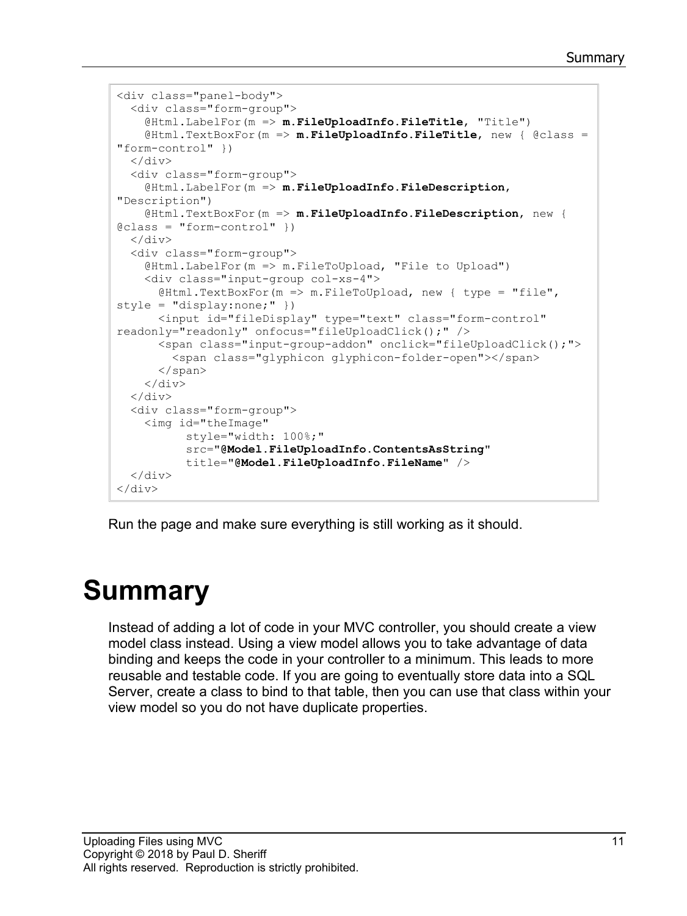```
<div class="panel-body">
  <div class="form-group">
    @Html.LabelFor(m => m.FileUploadInfo.FileTitle, "Title")
    @Html.TextBoxFor(m => m.FileUploadInfo.FileTitle, new { @class =
"form-control" })
  </div>
  <div class="form-group">
    @Html.LabelFor(m => m.FileUploadInfo.FileDescription,
"Description")
    @Html.TextBoxFor(m => m.FileUploadInfo.FileDescription, new {
@class = "form-control" })
  </div>
  <div class="form-group">
    @Html.LabelFor(m => m.FileToUpload, "File to Upload")
    <div class="input-group col-xs-4">
      @Html.TextBoxFor(m => m.FileToUpload, new { type = "file",
style = "display:none;" })
      <input id="fileDisplay" type="text" class="form-control"
readonly="readonly" onfocus="fileUploadClick();" />
      <span class="input-group-addon" onclick="fileUploadClick();">
        <span class="glyphicon glyphicon-folder-open"></span>
      </span>
    </div>
  </div>
  <div class="form-group">
    <img id="theImage"
         style="width: 100%;"
         src="@Model.FileUploadInfo.ContentsAsString"
         title="@Model.FileUploadInfo.FileName" />
  </div>
</div>
```

Run the page and make sure everything is still working as it should.

# Summary

Instead of adding a lot of code in your MVC controller, you should create a view model class instead. Using a view model allows you to take advantage of data binding and keeps the code in your controller to a minimum. This leads to more reusable and testable code. If you are going to eventually store data into a SQL Server, create a class to bind to that table, then you can use that class within your view model so you do not have duplicate properties.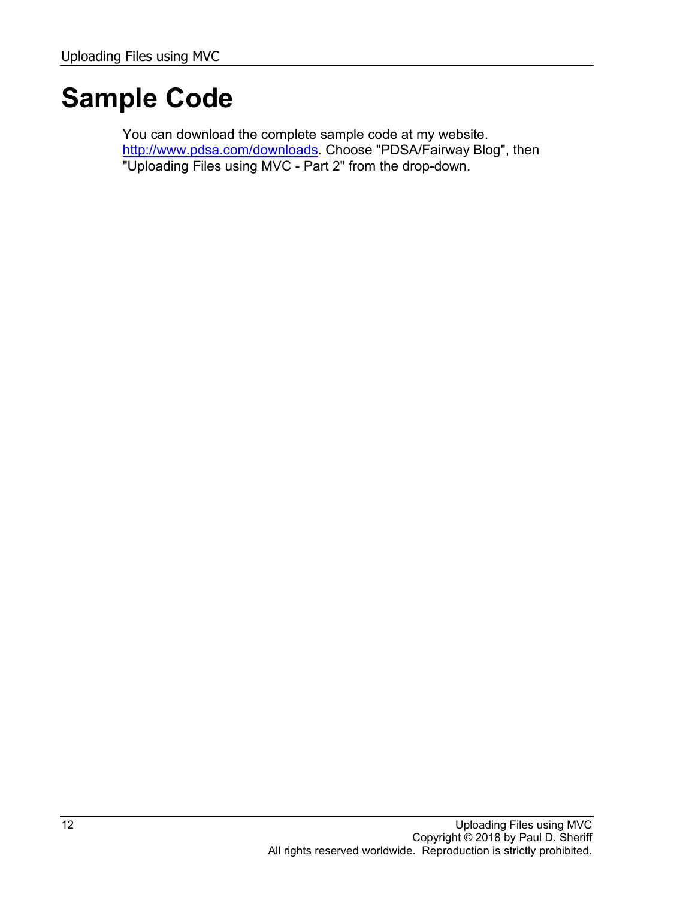# Sample Code

You can download the complete sample code at my website. http://www.pdsa.com/downloads. Choose "PDSA/Fairway Blog", then "Uploading Files using MVC - Part 2" from the drop-down.